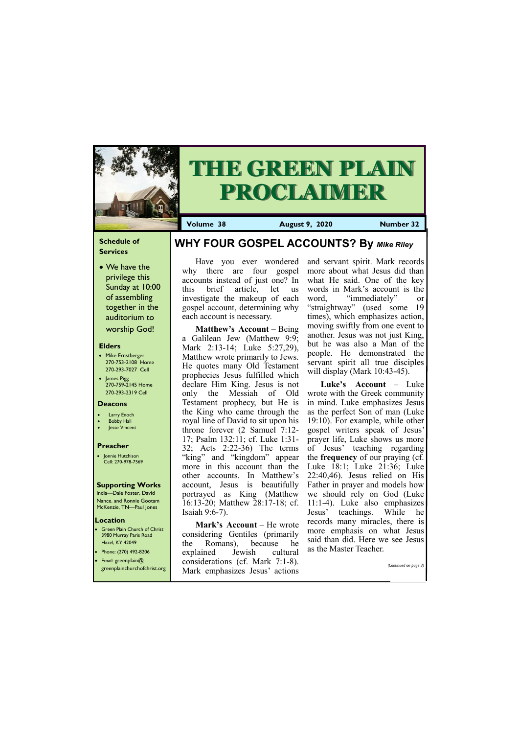# THE GREEN PLAIN PROCLAIMER

**Volume 38** **August 9, 2020** **Number 32**

### Schedule of Services

- We have the privilege this Sunday at 10:00 of assembling together in the auditorium to worship God!

### Elders

- Mike Ernstberger 270-753-2108 Home 270-293-7027 Cell
- James Pigg 270-759-2145 Home 270-293-2319 Cell

### Deacons

- Larry Enoch
- Bobby Hall
- Jesse Vincent

### Preacher

- Jonnie Hutchison Cell: 270-978-7569

### Supporting Works

India—Dale Foster, David Nance. and Ronnie Gootam McKenzie, TN—Paul Jones

### Location

- Green Plain Church of Christ 3980 Murray Paris Road Hazel, KY 42049
- Phone: (270) 492-8206
- Email: greenplain@greenplainchurchofchrist.org

## WHY FOUR GOSPEL ACCOUNTS? By *Mike Riley*

Have you ever wondered why there are four gospel accounts instead of just one? In this brief article, let us investigate the makeup of each gospel account, determining why each account is necessary.

**Matthew's Account** – Being a Galilean Jew (Matthew 9:9; Mark 2:13-14; Luke 5:27,29), Matthew wrote primarily to Jews. He quotes many Old Testament prophecies Jesus fulfilled which declare Him King. Jesus is not only the Messiah of Old Testament prophecy, but He is the King who came through the royal line of David to sit upon his throne forever (2 Samuel 7:12-17; Psalm 132:11; cf. Luke 1:31-32; Acts 2:22-36) The terms "king" and "kingdom" appear more in this account than the other accounts. In Matthew's account, Jesus is beautifully portrayed as King (Matthew 16:13-20; Matthew 28:17-18; cf. Isaiah 9:6-7).

**Mark's Account** – He wrote considering Gentiles (primarily the Romans), because he explained Jewish cultural considerations (cf. Mark 7:1-8). Mark emphasizes Jesus' actions and servant spirit. Mark records more about what Jesus did than what He said. One of the key words in Mark's account is the word, "immediately" or "straightway" (used some 19 times), which emphasizes action, moving swiftly from one event to another. Jesus was not just King, but he was also a Man of the people. He demonstrated the servant spirit all true disciples will display (Mark 10:43-45).

**Luke's Account** – Luke wrote with the Greek community in mind. Luke emphasizes Jesus as the perfect Son of man (Luke 19:10). For example, while other gospel writers speak of Jesus' prayer life, Luke shows us more of Jesus' teaching regarding the **frequency** of our praying (cf. Luke 18:1; Luke 21:36; Luke 22:40,46). Jesus relied on His Father in prayer and models how we should rely on God (Luke 11:1-4). Luke also emphasizes Jesus' teachings. While he records many miracles, there is more emphasis on what Jesus said than did. Here we see Jesus as the Master Teacher.

*(Continued on page 3)*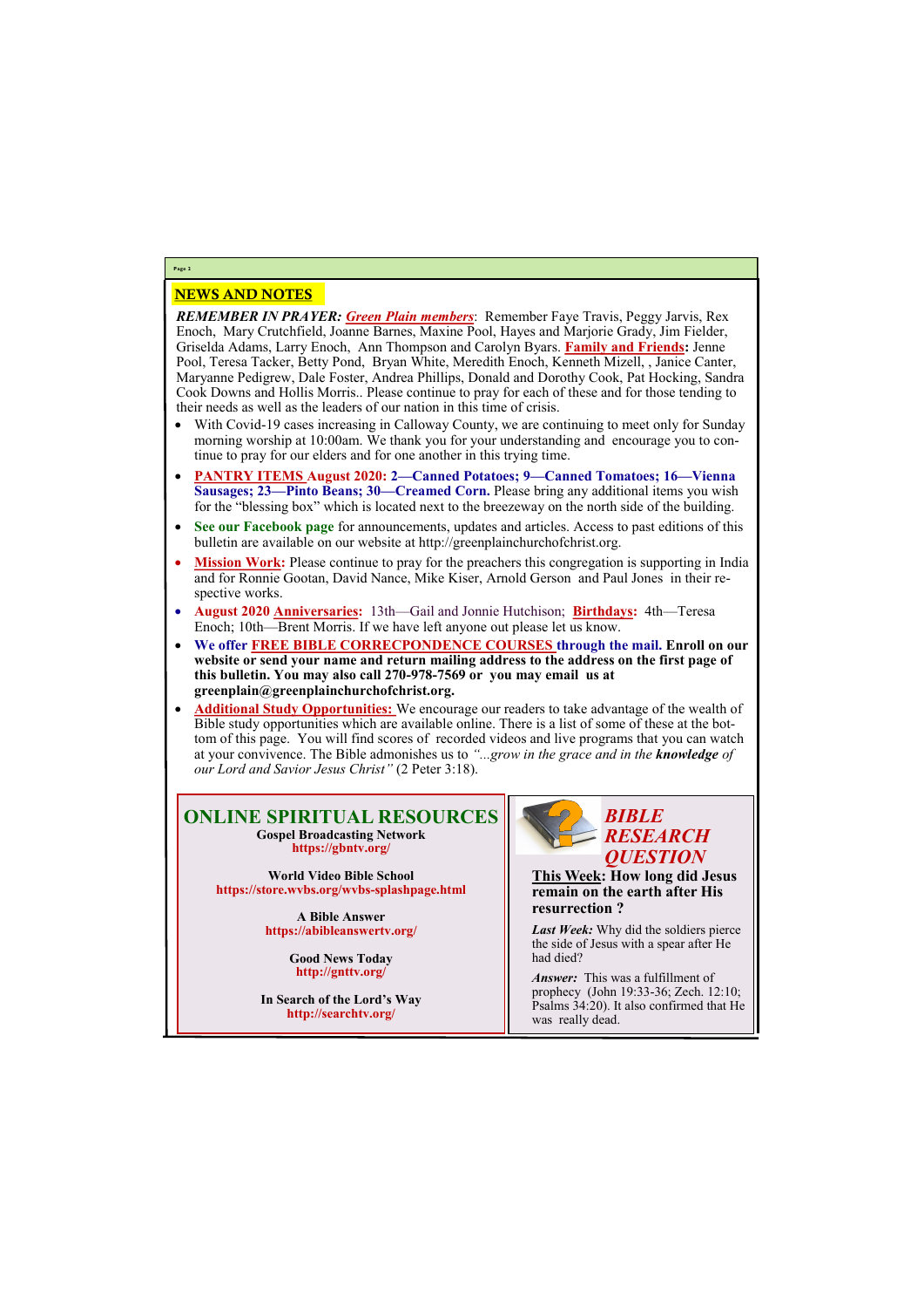## NEWS AND NOTES

***REMEMBER IN PRAYER:*** ***Green Plain members***: Remember Faye Travis, Peggy Jarvis, Rex Enoch, Mary Crutchfield, Joanne Barnes, Maxine Pool, Hayes and Marjorie Grady, Jim Fielder, Griselda Adams, Larry Enoch, Ann Thompson and Carolyn Byars. **Family and Friends:** Jenne Pool, Teresa Tacker, Betty Pond, Bryan White, Meredith Enoch, Kenneth Mizell, , Janice Canter, Maryanne Pedigrew, Dale Foster, Andrea Phillips, Donald and Dorothy Cook, Pat Hocking, Sandra Cook Downs and Hollis Morris.. Please continue to pray for each of these and for those tending to their needs as well as the leaders of our nation in this time of crisis.

- With Covid-19 cases increasing in Calloway County, we are continuing to meet only for Sunday morning worship at 10:00am. We thank you for your understanding and encourage you to continue to pray for our elders and for one another in this trying time.
- **PANTRY ITEMS August 2020: 2—Canned Potatoes; 9—Canned Tomatoes; 16—Vienna Sausages; 23—Pinto Beans; 30—Creamed Corn.** Please bring any additional items you wish for the "blessing box" which is located next to the breezeway on the north side of the building.
- **See our Facebook page** for announcements, updates and articles. Access to past editions of this bulletin are available on our website at http://greenplainchurchofchrist.org.
- **Mission Work:** Please continue to pray for the preachers this congregation is supporting in India and for Ronnie Gootan, David Nance, Mike Kiser, Arnold Gerson and Paul Jones in their respective works.
- **August 2020 Anniversaries:** 13th—Gail and Jonnie Hutchison; **Birthdays:** 4th—Teresa Enoch; 10th—Brent Morris. If we have left anyone out please let us know.
- **We offer FREE BIBLE CORRECPONDENCE COURSES through the mail. Enroll on our website or send your name and return mailing address to the address on the first page of this bulletin. You may also call 270-978-7569 or you may email us at greenplain@greenplainchurchofchrist.org.**
- **Additional Study Opportunities:** We encourage our readers to take advantage of the wealth of Bible study opportunities which are available online. There is a list of some of these at the bottom of this page. You will find scores of recorded videos and live programs that you can watch at your convivence. The Bible admonishes us to *"...grow in the grace and in the* ***knowledge*** *of our Lord and Savior Jesus Christ"* (2 Peter 3:18).

## ONLINE SPIRITUAL RESOURCES

**Gospel Broadcasting Network**
**https://gbntv.org/**

**World Video Bible School**
**https://store.wvbs.org/wvbs-splashpage.html**

**A Bible Answer**
**https://abibleanswertv.org/**

**Good News Today**
**http://gnttv.org/**

**In Search of the Lord's Way**
**http://searchtv.org/**

## *BIBLE RESEARCH QUESTION*

**This Week: How long did Jesus remain on the earth after His resurrection ?**

***Last Week:*** Why did the soldiers pierce the side of Jesus with a spear after He had died?

***Answer:*** This was a fulfillment of prophecy (John 19:33-36; Zech. 12:10; Psalms 34:20). It also confirmed that He was really dead.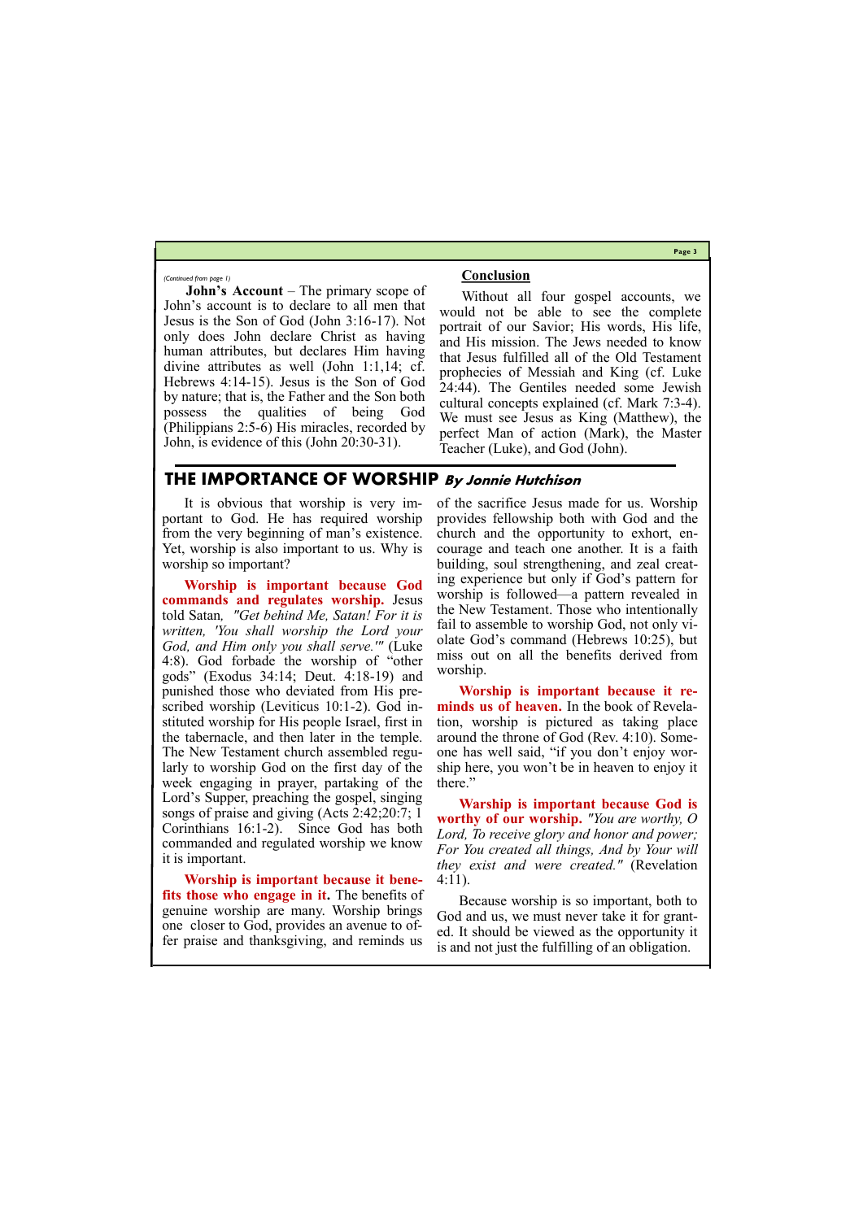*(Continued from page 1)*

**John's Account** – The primary scope of John's account is to declare to all men that Jesus is the Son of God (John 3:16-17). Not only does John declare Christ as having human attributes, but declares Him having divine attributes as well (John 1:1,14; cf. Hebrews 4:14-15). Jesus is the Son of God by nature; that is, the Father and the Son both possess the qualities of being God (Philippians 2:5-6) His miracles, recorded by John, is evidence of this (John 20:30-31).

**Conclusion**

Without all four gospel accounts, we would not be able to see the complete portrait of our Savior; His words, His life, and His mission. The Jews needed to know that Jesus fulfilled all of the Old Testament prophecies of Messiah and King (cf. Luke 24:44). The Gentiles needed some Jewish cultural concepts explained (cf. Mark 7:3-4). We must see Jesus as King (Matthew), the perfect Man of action (Mark), the Master Teacher (Luke), and God (John).

## THE IMPORTANCE OF WORSHIP *By Jonnie Hutchison*

It is obvious that worship is very important to God. He has required worship from the very beginning of man's existence. Yet, worship is also important to us. Why is worship so important?

**Worship is important because God commands and regulates worship.** Jesus told Satan, *"Get behind Me, Satan! For it is written, 'You shall worship the Lord your God, and Him only you shall serve.'"* (Luke 4:8). God forbade the worship of "other gods" (Exodus 34:14; Deut. 4:18-19) and punished those who deviated from His prescribed worship (Leviticus 10:1-2). God instituted worship for His people Israel, first in the tabernacle, and then later in the temple. The New Testament church assembled regularly to worship God on the first day of the week engaging in prayer, partaking of the Lord's Supper, preaching the gospel, singing songs of praise and giving (Acts 2:42;20:7; 1 Corinthians 16:1-2). Since God has both commanded and regulated worship we know it is important.

**Worship is important because it benefits those who engage in it.** The benefits of genuine worship are many. Worship brings one closer to God, provides an avenue to offer praise and thanksgiving, and reminds us of the sacrifice Jesus made for us. Worship provides fellowship both with God and the church and the opportunity to exhort, encourage and teach one another. It is a faith building, soul strengthening, and zeal creating experience but only if God's pattern for worship is followed—a pattern revealed in the New Testament. Those who intentionally fail to assemble to worship God, not only violate God's command (Hebrews 10:25), but miss out on all the benefits derived from worship.

**Worship is important because it reminds us of heaven.** In the book of Revelation, worship is pictured as taking place around the throne of God (Rev. 4:10). Someone has well said, "if you don't enjoy worship here, you won't be in heaven to enjoy it there."

**Warship is important because God is worthy of our worship.** *"You are worthy, O Lord, To receive glory and honor and power; For You created all things, And by Your will they exist and were created."* (Revelation 4:11).

Because worship is so important, both to God and us, we must never take it for granted. It should be viewed as the opportunity it is and not just the fulfilling of an obligation.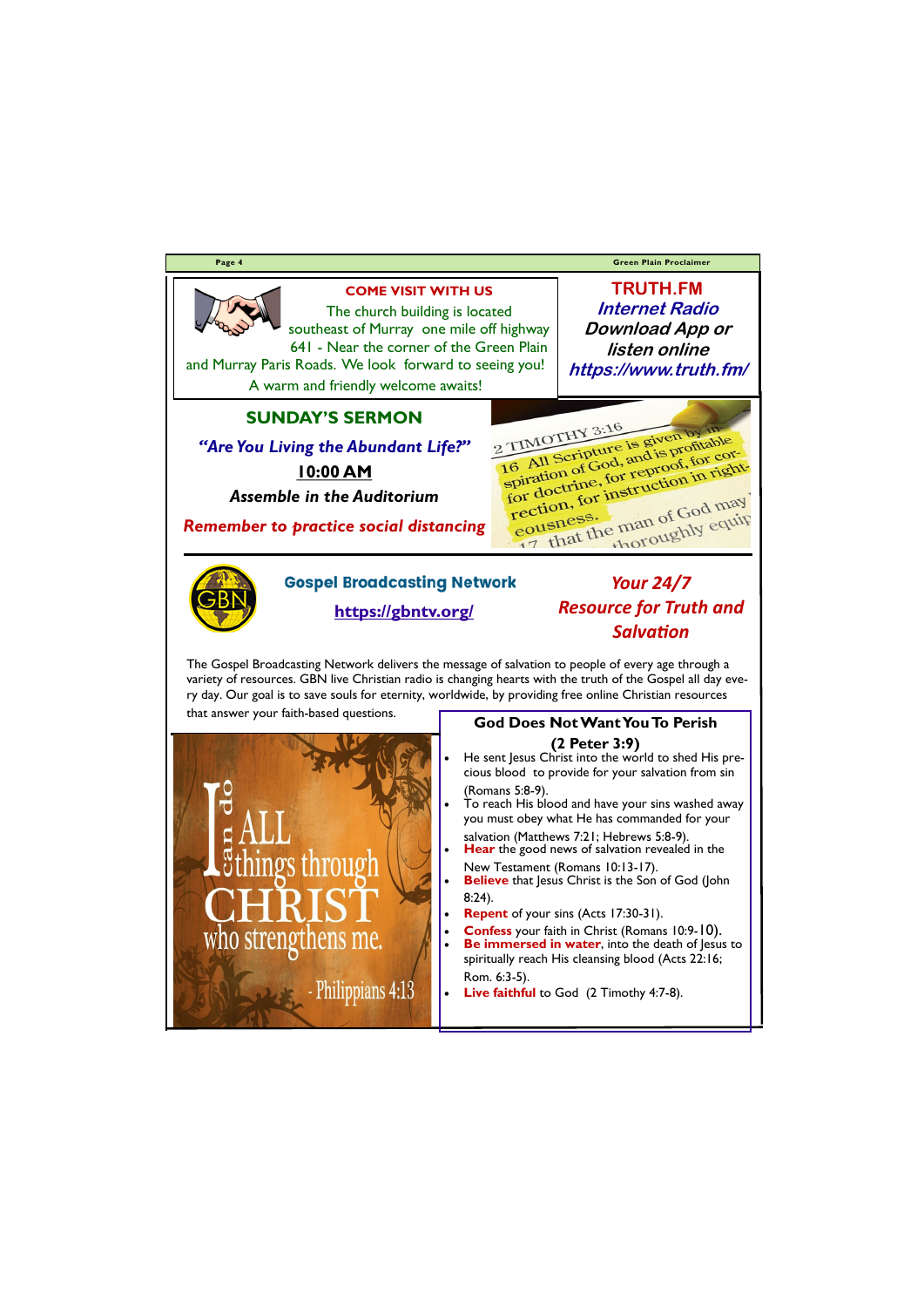## COME VISIT WITH US

The church building is located southeast of Murray one mile off highway 641 - Near the corner of the Green Plain and Murray Paris Roads. We look forward to seeing you! A warm and friendly welcome awaits!

## TRUTH.FM

***Internet Radio***

***Download App or listen online***

***https://www.truth.fm/***

## SUNDAY'S SERMON

***"Are You Living the Abundant Life?"***

**10:00 AM**

***Assemble in the Auditorium***

***Remember to practice social distancing***

## Gospel Broadcasting Network

**https://gbntv.org/**

***Your 24/7 Resource for Truth and Salvation***

The Gospel Broadcasting Network delivers the message of salvation to people of every age through a variety of resources. GBN live Christian radio is changing hearts with the truth of the Gospel all day every day. Our goal is to save souls for eternity, worldwide, by providing free online Christian resources that answer your faith-based questions.

## God Does Not Want You To Perish (2 Peter 3:9)

- He sent Jesus Christ into the world to shed His precious blood to provide for your salvation from sin (Romans 5:8-9).
- To reach His blood and have your sins washed away you must obey what He has commanded for your salvation (Matthews 7:21; Hebrews 5:8-9).
- **Hear** the good news of salvation revealed in the New Testament (Romans 10:13-17).
- **Believe** that Jesus Christ is the Son of God (John 8:24).
- **Repent** of your sins (Acts 17:30-31).
- **Confess** your faith in Christ (Romans 10:9-10).
- **Be immersed in water**, into the death of Jesus to spiritually reach His cleansing blood (Acts 22:16; Rom. 6:3-5).
- **Live faithful** to God (2 Timothy 4:7-8).